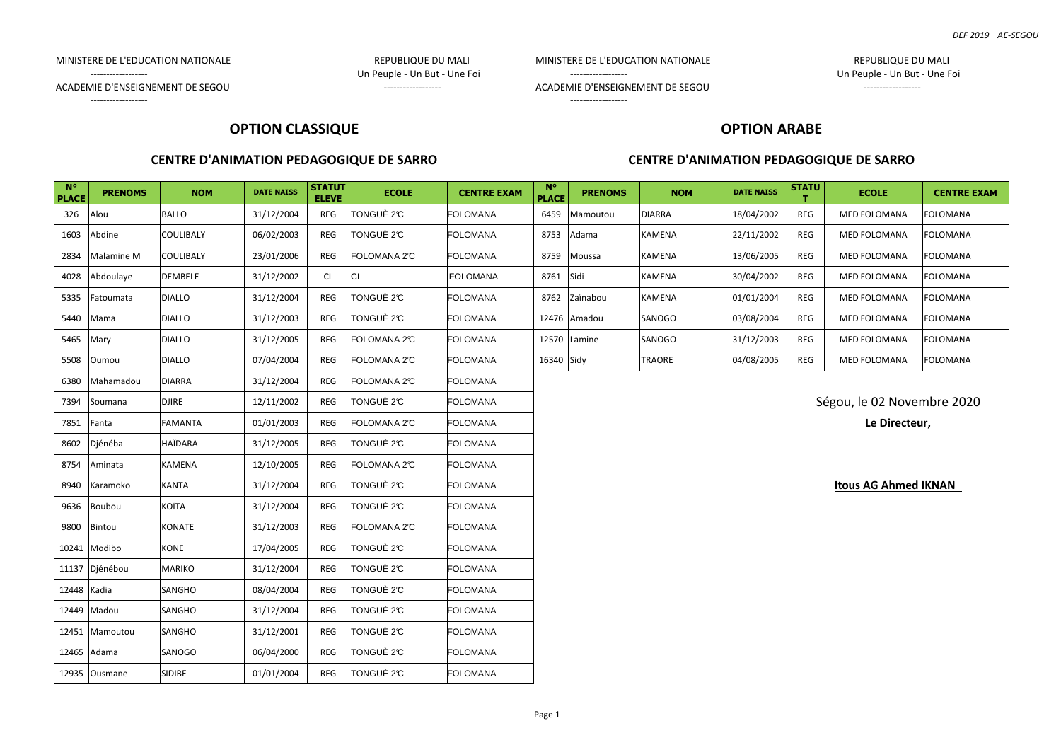MINISTERE DE L'EDUCATION NATIONALE
------------------
ACADEMIE D'ENSEIGNEMENT DE SEGOU
------------------

REPUBLIQUE DU MALI
Un Peuple - Un But - Une Foi
------------------

## OPTION CLASSIQUE

### CENTRE D'ANIMATION PEDAGOGIQUE DE SARRO

| N° PLACE | PRENOMS | NOM | DATE NAISS | STATUT ELEVE | ECOLE | CENTRE EXAM |
|---|---|---|---|---|---|---|
| 326 | Alou | BALLO | 31/12/2004 | REG | TONGUÈ 2C | FOLOMANA |
| 1603 | Abdine | COULIBALY | 06/02/2003 | REG | TONGUÈ 2C | FOLOMANA |
| 2834 | Malamine M | COULIBALY | 23/01/2006 | REG | FOLOMANA 2C | FOLOMANA |
| 4028 | Abdoulaye | DEMBELE | 31/12/2002 | CL | CL | FOLOMANA |
| 5335 | Fatoumata | DIALLO | 31/12/2004 | REG | TONGUÈ 2C | FOLOMANA |
| 5440 | Mama | DIALLO | 31/12/2003 | REG | TONGUÈ 2C | FOLOMANA |
| 5465 | Mary | DIALLO | 31/12/2005 | REG | FOLOMANA 2C | FOLOMANA |
| 5508 | Oumou | DIALLO | 07/04/2004 | REG | FOLOMANA 2C | FOLOMANA |
| 6380 | Mahamadou | DIARRA | 31/12/2004 | REG | FOLOMANA 2C | FOLOMANA |
| 7394 | Soumana | DJIRE | 12/11/2002 | REG | TONGUÈ 2C | FOLOMANA |
| 7851 | Fanta | FAMANTA | 01/01/2003 | REG | FOLOMANA 2C | FOLOMANA |
| 8602 | Djénéba | HAÏDARA | 31/12/2005 | REG | TONGUÈ 2C | FOLOMANA |
| 8754 | Aminata | KAMENA | 12/10/2005 | REG | FOLOMANA 2C | FOLOMANA |
| 8940 | Karamoko | KANTA | 31/12/2004 | REG | TONGUÈ 2C | FOLOMANA |
| 9636 | Boubou | KOÏTA | 31/12/2004 | REG | TONGUÈ 2C | FOLOMANA |
| 9800 | Bintou | KONATE | 31/12/2003 | REG | FOLOMANA 2C | FOLOMANA |
| 10241 | Modibo | KONE | 17/04/2005 | REG | TONGUÈ 2C | FOLOMANA |
| 11137 | Djénébou | MARIKO | 31/12/2004 | REG | TONGUÈ 2C | FOLOMANA |
| 12448 | Kadia | SANGHO | 08/04/2004 | REG | TONGUÈ 2C | FOLOMANA |
| 12449 | Madou | SANGHO | 31/12/2004 | REG | TONGUÈ 2C | FOLOMANA |
| 12451 | Mamoutou | SANGHO | 31/12/2001 | REG | TONGUÈ 2C | FOLOMANA |
| 12465 | Adama | SANOGO | 06/04/2000 | REG | TONGUÈ 2C | FOLOMANA |
| 12935 | Ousmane | SIDIBE | 01/01/2004 | REG | TONGUÈ 2C | FOLOMANA |

MINISTERE DE L'EDUCATION NATIONALE
------------------
ACADEMIE D'ENSEIGNEMENT DE SEGOU
------------------

REPUBLIQUE DU MALI
Un Peuple - Un But - Une Foi
------------------

## OPTION ARABE

### CENTRE D'ANIMATION PEDAGOGIQUE DE SARRO

| N° PLACE | PRENOMS | NOM | DATE NAISS | STATUT | ECOLE | CENTRE EXAM |
|---|---|---|---|---|---|---|
| 6459 | Mamoutou | DIARRA | 18/04/2002 | REG | MED FOLOMANA | FOLOMANA |
| 8753 | Adama | KAMENA | 22/11/2002 | REG | MED FOLOMANA | FOLOMANA |
| 8759 | Moussa | KAMENA | 13/06/2005 | REG | MED FOLOMANA | FOLOMANA |
| 8761 | Sidi | KAMENA | 30/04/2002 | REG | MED FOLOMANA | FOLOMANA |
| 8762 | Zaïnabou | KAMENA | 01/01/2004 | REG | MED FOLOMANA | FOLOMANA |
| 12476 | Amadou | SANOGO | 03/08/2004 | REG | MED FOLOMANA | FOLOMANA |
| 12570 | Lamine | SANOGO | 31/12/2003 | REG | MED FOLOMANA | FOLOMANA |
| 16340 | Sidy | TRAORE | 04/08/2005 | REG | MED FOLOMANA | FOLOMANA |

Ségou, le 02 Novembre 2020

**Le Directeur,**

**Itous AG Ahmed IKNAN**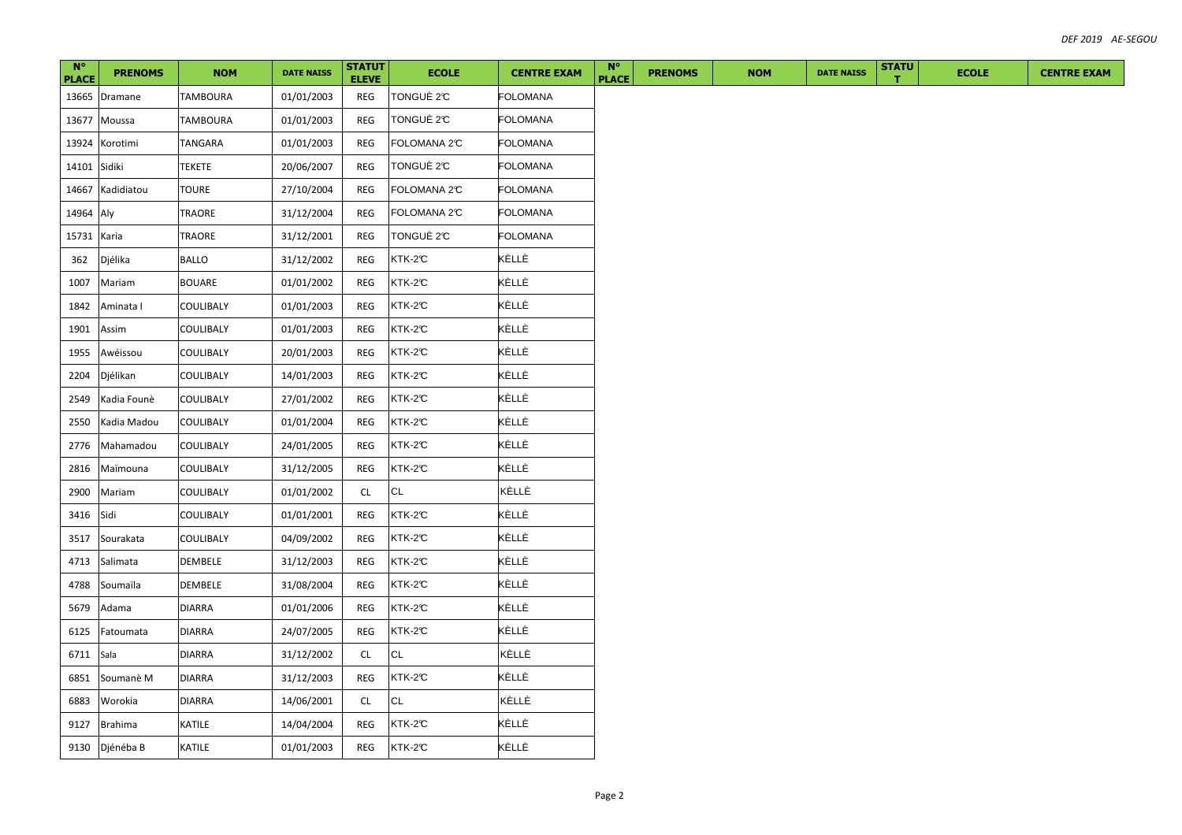| N° PLACE | PRENOMS | NOM | DATE NAISS | STATUT ELEVE | ECOLE | CENTRE EXAM | N° PLACE | PRENOMS | NOM | DATE NAISS | STATUT | ECOLE | CENTRE EXAM |
|---|---|---|---|---|---|---|---|---|---|---|---|---|---|
| 13665 | Dramane | TAMBOURA | 01/01/2003 | REG | TONGUÈ 2C | FOLOMANA | | | | | | | |
| 13677 | Moussa | TAMBOURA | 01/01/2003 | REG | TONGUÈ 2C | FOLOMANA | | | | | | | |
| 13924 | Korotimi | TANGARA | 01/01/2003 | REG | FOLOMANA 2C | FOLOMANA | | | | | | | |
| 14101 | Sidiki | TEKETE | 20/06/2007 | REG | TONGUÈ 2C | FOLOMANA | | | | | | | |
| 14667 | Kadidiatou | TOURE | 27/10/2004 | REG | FOLOMANA 2C | FOLOMANA | | | | | | | |
| 14964 | Aly | TRAORE | 31/12/2004 | REG | FOLOMANA 2C | FOLOMANA | | | | | | | |
| 15731 | Karia | TRAORE | 31/12/2001 | REG | TONGUÈ 2C | FOLOMANA | | | | | | | |
| 362 | Djélika | BALLO | 31/12/2002 | REG | KTK-2C | KÈLLÈ | | | | | | | |
| 1007 | Mariam | BOUARE | 01/01/2002 | REG | KTK-2C | KÈLLÈ | | | | | | | |
| 1842 | Aminata I | COULIBALY | 01/01/2003 | REG | KTK-2C | KÈLLÈ | | | | | | | |
| 1901 | Assim | COULIBALY | 01/01/2003 | REG | KTK-2C | KÈLLÈ | | | | | | | |
| 1955 | Awéissou | COULIBALY | 20/01/2003 | REG | KTK-2C | KÈLLÈ | | | | | | | |
| 2204 | Djélikan | COULIBALY | 14/01/2003 | REG | KTK-2C | KÈLLÈ | | | | | | | |
| 2549 | Kadia Founè | COULIBALY | 27/01/2002 | REG | KTK-2C | KÈLLÈ | | | | | | | |
| 2550 | Kadia Madou | COULIBALY | 01/01/2004 | REG | KTK-2C | KÈLLÈ | | | | | | | |
| 2776 | Mahamadou | COULIBALY | 24/01/2005 | REG | KTK-2C | KÈLLÈ | | | | | | | |
| 2816 | Maïmouna | COULIBALY | 31/12/2005 | REG | KTK-2C | KÈLLÈ | | | | | | | |
| 2900 | Mariam | COULIBALY | 01/01/2002 | CL | CL | KÈLLÈ | | | | | | | |
| 3416 | Sidi | COULIBALY | 01/01/2001 | REG | KTK-2C | KÈLLÈ | | | | | | | |
| 3517 | Sourakata | COULIBALY | 04/09/2002 | REG | KTK-2C | KÈLLÈ | | | | | | | |
| 4713 | Salimata | DEMBELE | 31/12/2003 | REG | KTK-2C | KÈLLÈ | | | | | | | |
| 4788 | Soumaïla | DEMBELE | 31/08/2004 | REG | KTK-2C | KÈLLÈ | | | | | | | |
| 5679 | Adama | DIARRA | 01/01/2006 | REG | KTK-2C | KÈLLÈ | | | | | | | |
| 6125 | Fatoumata | DIARRA | 24/07/2005 | REG | KTK-2C | KÈLLÈ | | | | | | | |
| 6711 | Sala | DIARRA | 31/12/2002 | CL | CL | KÈLLÈ | | | | | | | |
| 6851 | Soumanè M | DIARRA | 31/12/2003 | REG | KTK-2C | KÈLLÈ | | | | | | | |
| 6883 | Worokia | DIARRA | 14/06/2001 | CL | CL | KÈLLÈ | | | | | | | |
| 9127 | Brahima | KATILE | 14/04/2004 | REG | KTK-2C | KÈLLÈ | | | | | | | |
| 9130 | Djénéba B | KATILE | 01/01/2003 | REG | KTK-2C | KÈLLÈ | | | | | | | |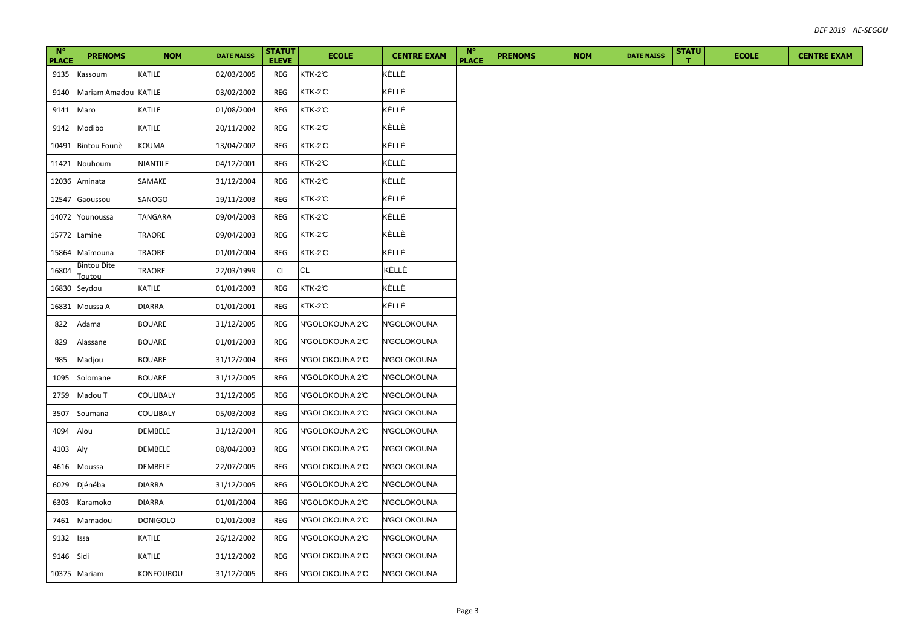| N° PLACE | PRENOMS | NOM | DATE NAISS | STATUT ELEVE | ECOLE | CENTRE EXAM | N° PLACE | PRENOMS | NOM | DATE NAISS | STATUT | ECOLE | CENTRE EXAM |
|---|---|---|---|---|---|---|---|---|---|---|---|---|---|
| 9135 | Kassoum | KATILE | 02/03/2005 | REG | KTK-2C | KÈLLÈ | | | | | | | |
| 9140 | Mariam Amadou | KATILE | 03/02/2002 | REG | KTK-2C | KÈLLÈ | | | | | | | |
| 9141 | Maro | KATILE | 01/08/2004 | REG | KTK-2C | KÈLLÈ | | | | | | | |
| 9142 | Modibo | KATILE | 20/11/2002 | REG | KTK-2C | KÈLLÈ | | | | | | | |
| 10491 | Bintou Founè | KOUMA | 13/04/2002 | REG | KTK-2C | KÈLLÈ | | | | | | | |
| 11421 | Nouhoum | NIANTILE | 04/12/2001 | REG | KTK-2C | KÈLLÈ | | | | | | | |
| 12036 | Aminata | SAMAKE | 31/12/2004 | REG | KTK-2C | KÈLLÈ | | | | | | | |
| 12547 | Gaoussou | SANOGO | 19/11/2003 | REG | KTK-2C | KÈLLÈ | | | | | | | |
| 14072 | Younoussa | TANGARA | 09/04/2003 | REG | KTK-2C | KÈLLÈ | | | | | | | |
| 15772 | Lamine | TRAORE | 09/04/2003 | REG | KTK-2C | KÈLLÈ | | | | | | | |
| 15864 | Maïmouna | TRAORE | 01/01/2004 | REG | KTK-2C | KÈLLÈ | | | | | | | |
| 16804 | Bintou Dite Toutou | TRAORE | 22/03/1999 | CL | CL | KÈLLÈ | | | | | | | |
| 16830 | Seydou | KATILE | 01/01/2003 | REG | KTK-2C | KÈLLÈ | | | | | | | |
| 16831 | Moussa A | DIARRA | 01/01/2001 | REG | KTK-2C | KÈLLÈ | | | | | | | |
| 822 | Adama | BOUARE | 31/12/2005 | REG | N'GOLOKOUNA 2C | N'GOLOKOUNA | | | | | | | |
| 829 | Alassane | BOUARE | 01/01/2003 | REG | N'GOLOKOUNA 2C | N'GOLOKOUNA | | | | | | | |
| 985 | Madjou | BOUARE | 31/12/2004 | REG | N'GOLOKOUNA 2C | N'GOLOKOUNA | | | | | | | |
| 1095 | Solomane | BOUARE | 31/12/2005 | REG | N'GOLOKOUNA 2C | N'GOLOKOUNA | | | | | | | |
| 2759 | Madou T | COULIBALY | 31/12/2005 | REG | N'GOLOKOUNA 2C | N'GOLOKOUNA | | | | | | | |
| 3507 | Soumana | COULIBALY | 05/03/2003 | REG | N'GOLOKOUNA 2C | N'GOLOKOUNA | | | | | | | |
| 4094 | Alou | DEMBELE | 31/12/2004 | REG | N'GOLOKOUNA 2C | N'GOLOKOUNA | | | | | | | |
| 4103 | Aly | DEMBELE | 08/04/2003 | REG | N'GOLOKOUNA 2C | N'GOLOKOUNA | | | | | | | |
| 4616 | Moussa | DEMBELE | 22/07/2005 | REG | N'GOLOKOUNA 2C | N'GOLOKOUNA | | | | | | | |
| 6029 | Djénéba | DIARRA | 31/12/2005 | REG | N'GOLOKOUNA 2C | N'GOLOKOUNA | | | | | | | |
| 6303 | Karamoko | DIARRA | 01/01/2004 | REG | N'GOLOKOUNA 2C | N'GOLOKOUNA | | | | | | | |
| 7461 | Mamadou | DONIGOLO | 01/01/2003 | REG | N'GOLOKOUNA 2C | N'GOLOKOUNA | | | | | | | |
| 9132 | Issa | KATILE | 26/12/2002 | REG | N'GOLOKOUNA 2C | N'GOLOKOUNA | | | | | | | |
| 9146 | Sidi | KATILE | 31/12/2002 | REG | N'GOLOKOUNA 2C | N'GOLOKOUNA | | | | | | | |
| 10375 | Mariam | KONFOUROU | 31/12/2005 | REG | N'GOLOKOUNA 2C | N'GOLOKOUNA | | | | | | | |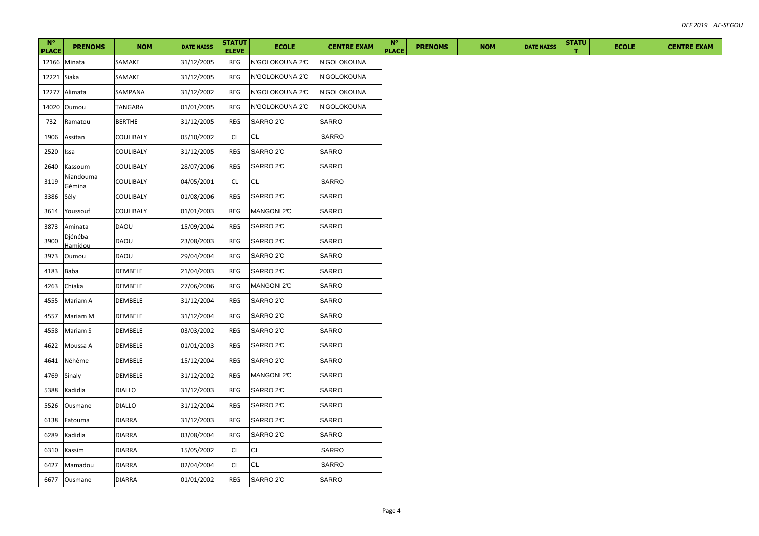| N° PLACE | PRENOMS | NOM | DATE NAISS | STATUT ELEVE | ECOLE | CENTRE EXAM | N° PLACE | PRENOMS | NOM | DATE NAISS | STATUT | ECOLE | CENTRE EXAM |
|---|---|---|---|---|---|---|---|---|---|---|---|---|---|
| 12166 | Minata | SAMAKE | 31/12/2005 | REG | N'GOLOKOUNA 2˚C | N'GOLOKOUNA | | | | | | | |
| 12221 | Siaka | SAMAKE | 31/12/2005 | REG | N'GOLOKOUNA 2˚C | N'GOLOKOUNA | | | | | | | |
| 12277 | Alimata | SAMPANA | 31/12/2002 | REG | N'GOLOKOUNA 2˚C | N'GOLOKOUNA | | | | | | | |
| 14020 | Oumou | TANGARA | 01/01/2005 | REG | N'GOLOKOUNA 2˚C | N'GOLOKOUNA | | | | | | | |
| 732 | Ramatou | BERTHE | 31/12/2005 | REG | SARRO 2˚C | SARRO | | | | | | | |
| 1906 | Assitan | COULIBALY | 05/10/2002 | CL | CL | SARRO | | | | | | | |
| 2520 | Issa | COULIBALY | 31/12/2005 | REG | SARRO 2˚C | SARRO | | | | | | | |
| 2640 | Kassoum | COULIBALY | 28/07/2006 | REG | SARRO 2˚C | SARRO | | | | | | | |
| 3119 | Niandouma Gémina | COULIBALY | 04/05/2001 | CL | CL | SARRO | | | | | | | |
| 3386 | Sély | COULIBALY | 01/08/2006 | REG | SARRO 2˚C | SARRO | | | | | | | |
| 3614 | Youssouf | COULIBALY | 01/01/2003 | REG | MANGONI 2˚C | SARRO | | | | | | | |
| 3873 | Aminata | DAOU | 15/09/2004 | REG | SARRO 2˚C | SARRO | | | | | | | |
| 3900 | Djénéba Hamidou | DAOU | 23/08/2003 | REG | SARRO 2˚C | SARRO | | | | | | | |
| 3973 | Oumou | DAOU | 29/04/2004 | REG | SARRO 2˚C | SARRO | | | | | | | |
| 4183 | Baba | DEMBELE | 21/04/2003 | REG | SARRO 2˚C | SARRO | | | | | | | |
| 4263 | Chiaka | DEMBELE | 27/06/2006 | REG | MANGONI 2˚C | SARRO | | | | | | | |
| 4555 | Mariam A | DEMBELE | 31/12/2004 | REG | SARRO 2˚C | SARRO | | | | | | | |
| 4557 | Mariam M | DEMBELE | 31/12/2004 | REG | SARRO 2˚C | SARRO | | | | | | | |
| 4558 | Mariam S | DEMBELE | 03/03/2002 | REG | SARRO 2˚C | SARRO | | | | | | | |
| 4622 | Moussa A | DEMBELE | 01/01/2003 | REG | SARRO 2˚C | SARRO | | | | | | | |
| 4641 | Néhème | DEMBELE | 15/12/2004 | REG | SARRO 2˚C | SARRO | | | | | | | |
| 4769 | Sinaly | DEMBELE | 31/12/2002 | REG | MANGONI 2˚C | SARRO | | | | | | | |
| 5388 | Kadidia | DIALLO | 31/12/2003 | REG | SARRO 2˚C | SARRO | | | | | | | |
| 5526 | Ousmane | DIALLO | 31/12/2004 | REG | SARRO 2˚C | SARRO | | | | | | | |
| 6138 | Fatouma | DIARRA | 31/12/2003 | REG | SARRO 2˚C | SARRO | | | | | | | |
| 6289 | Kadidia | DIARRA | 03/08/2004 | REG | SARRO 2˚C | SARRO | | | | | | | |
| 6310 | Kassim | DIARRA | 15/05/2002 | CL | CL | SARRO | | | | | | | |
| 6427 | Mamadou | DIARRA | 02/04/2004 | CL | CL | SARRO | | | | | | | |
| 6677 | Ousmane | DIARRA | 01/01/2002 | REG | SARRO 2˚C | SARRO | | | | | | | |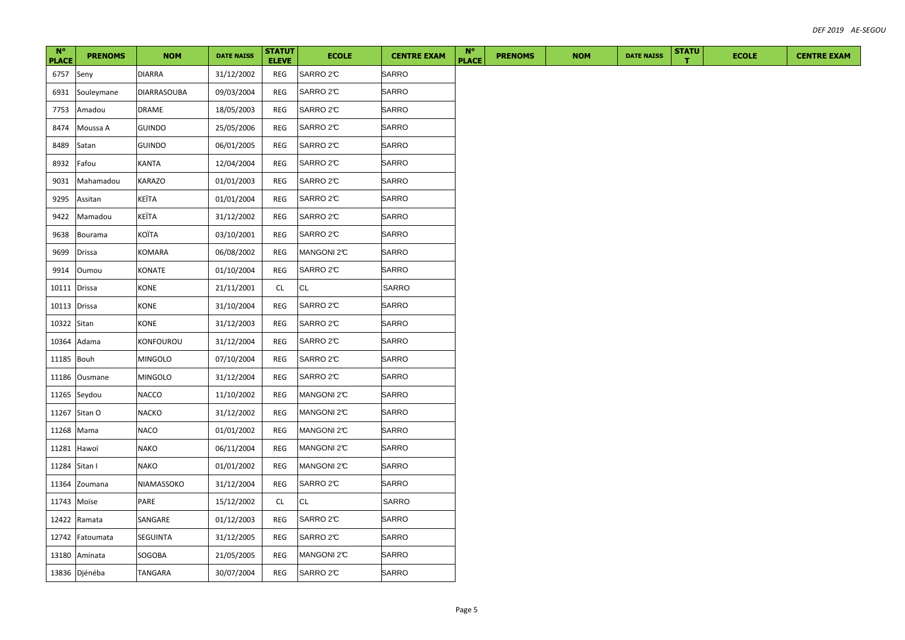| N° PLACE | PRENOMS | NOM | DATE NAISS | STATUT ELEVE | ECOLE | CENTRE EXAM | N° PLACE | PRENOMS | NOM | DATE NAISS | STATUT | ECOLE | CENTRE EXAM |
|---|---|---|---|---|---|---|---|---|---|---|---|---|---|
| 6757 | Seny | DIARRA | 31/12/2002 | REG | SARRO 2C | SARRO | | | | | | | |
| 6931 | Souleymane | DIARRASOUBA | 09/03/2004 | REG | SARRO 2C | SARRO | | | | | | | |
| 7753 | Amadou | DRAME | 18/05/2003 | REG | SARRO 2C | SARRO | | | | | | | |
| 8474 | Moussa A | GUINDO | 25/05/2006 | REG | SARRO 2C | SARRO | | | | | | | |
| 8489 | Satan | GUINDO | 06/01/2005 | REG | SARRO 2C | SARRO | | | | | | | |
| 8932 | Fafou | KANTA | 12/04/2004 | REG | SARRO 2C | SARRO | | | | | | | |
| 9031 | Mahamadou | KARAZO | 01/01/2003 | REG | SARRO 2C | SARRO | | | | | | | |
| 9295 | Assitan | KEÏTA | 01/01/2004 | REG | SARRO 2C | SARRO | | | | | | | |
| 9422 | Mamadou | KEÏTA | 31/12/2002 | REG | SARRO 2C | SARRO | | | | | | | |
| 9638 | Bourama | KOÏTA | 03/10/2001 | REG | SARRO 2C | SARRO | | | | | | | |
| 9699 | Drissa | KOMARA | 06/08/2002 | REG | MANGONI 2C | SARRO | | | | | | | |
| 9914 | Oumou | KONATE | 01/10/2004 | REG | SARRO 2C | SARRO | | | | | | | |
| 10111 | Drissa | KONE | 21/11/2001 | CL | CL | SARRO | | | | | | | |
| 10113 | Drissa | KONE | 31/10/2004 | REG | SARRO 2C | SARRO | | | | | | | |
| 10322 | Sitan | KONE | 31/12/2003 | REG | SARRO 2C | SARRO | | | | | | | |
| 10364 | Adama | KONFOUROU | 31/12/2004 | REG | SARRO 2C | SARRO | | | | | | | |
| 11185 | Bouh | MINGOLO | 07/10/2004 | REG | SARRO 2C | SARRO | | | | | | | |
| 11186 | Ousmane | MINGOLO | 31/12/2004 | REG | SARRO 2C | SARRO | | | | | | | |
| 11265 | Seydou | NACCO | 11/10/2002 | REG | MANGONI 2C | SARRO | | | | | | | |
| 11267 | Sitan O | NACKO | 31/12/2002 | REG | MANGONI 2C | SARRO | | | | | | | |
| 11268 | Mama | NACO | 01/01/2002 | REG | MANGONI 2C | SARRO | | | | | | | |
| 11281 | Hawoï | NAKO | 06/11/2004 | REG | MANGONI 2C | SARRO | | | | | | | |
| 11284 | Sitan I | NAKO | 01/01/2002 | REG | MANGONI 2C | SARRO | | | | | | | |
| 11364 | Zoumana | NIAMASSOKO | 31/12/2004 | REG | SARRO 2C | SARRO | | | | | | | |
| 11743 | Moïse | PARE | 15/12/2002 | CL | CL | SARRO | | | | | | | |
| 12422 | Ramata | SANGARE | 01/12/2003 | REG | SARRO 2C | SARRO | | | | | | | |
| 12742 | Fatoumata | SEGUINTA | 31/12/2005 | REG | SARRO 2C | SARRO | | | | | | | |
| 13180 | Aminata | SOGOBA | 21/05/2005 | REG | MANGONI 2C | SARRO | | | | | | | |
| 13836 | Djénéba | TANGARA | 30/07/2004 | REG | SARRO 2C | SARRO | | | | | | | |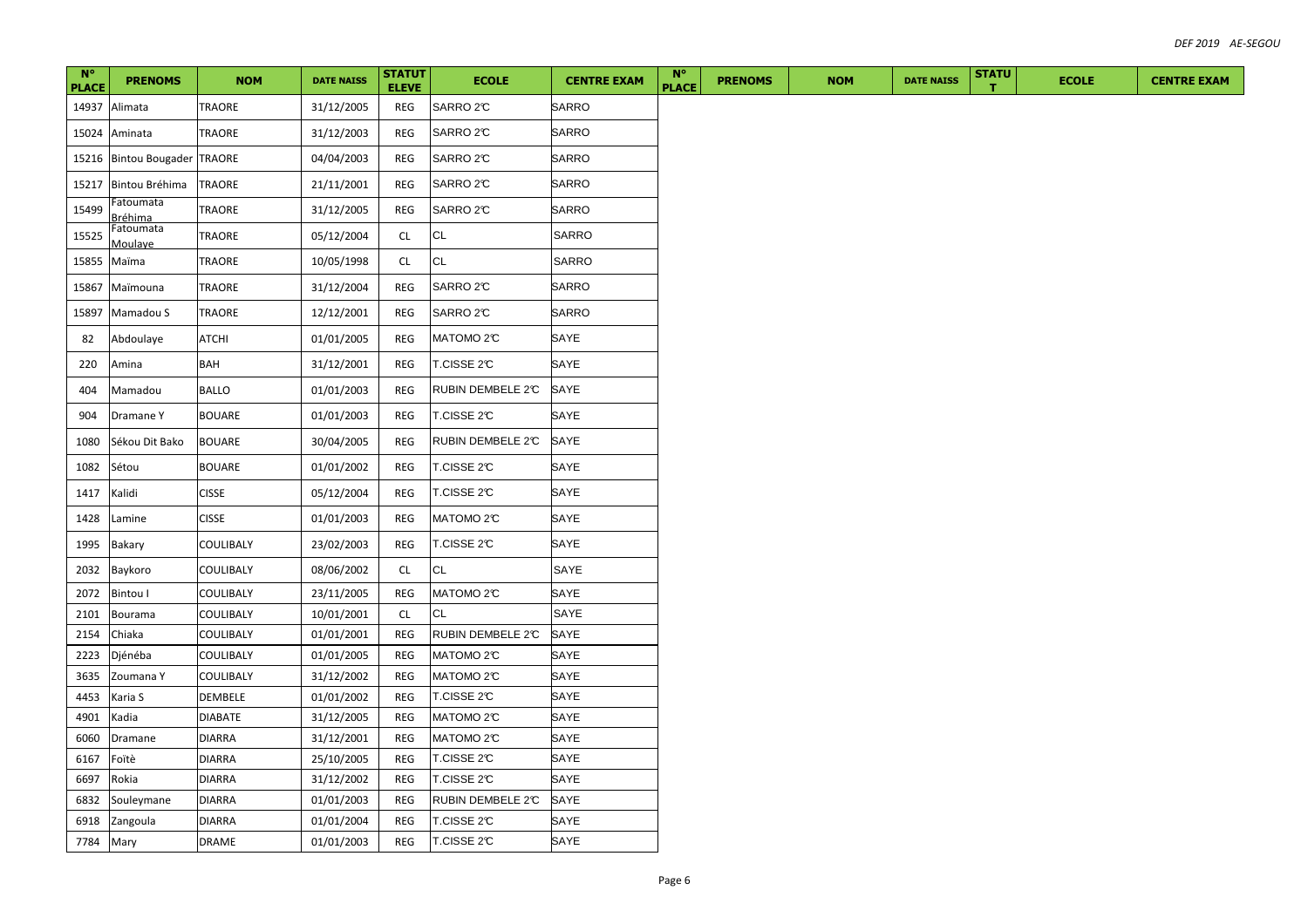| N° PLACE | PRENOMS | NOM | DATE NAISS | STATUT ELEVE | ECOLE | CENTRE EXAM | N° PLACE | PRENOMS | NOM | DATE NAISS | STATUT | ECOLE | CENTRE EXAM |
|---|---|---|---|---|---|---|---|---|---|---|---|---|---|
| 14937 | Alimata | TRAORE | 31/12/2005 | REG | SARRO 2C | SARRO | | | | | | | |
| 15024 | Aminata | TRAORE | 31/12/2003 | REG | SARRO 2C | SARRO | | | | | | | |
| 15216 | Bintou Bougader | TRAORE | 04/04/2003 | REG | SARRO 2C | SARRO | | | | | | | |
| 15217 | Bintou Bréhima | TRAORE | 21/11/2001 | REG | SARRO 2C | SARRO | | | | | | | |
| 15499 | Fatoumata Bréhima | TRAORE | 31/12/2005 | REG | SARRO 2C | SARRO | | | | | | | |
| 15525 | Fatoumata Moulaye | TRAORE | 05/12/2004 | CL | CL | SARRO | | | | | | | |
| 15855 | Maïma | TRAORE | 10/05/1998 | CL | CL | SARRO | | | | | | | |
| 15867 | Maïmouna | TRAORE | 31/12/2004 | REG | SARRO 2C | SARRO | | | | | | | |
| 15897 | Mamadou S | TRAORE | 12/12/2001 | REG | SARRO 2C | SARRO | | | | | | | |
| 82 | Abdoulaye | ATCHI | 01/01/2005 | REG | MATOMO 2C | SAYE | | | | | | | |
| 220 | Amina | BAH | 31/12/2001 | REG | T.CISSE 2C | SAYE | | | | | | | |
| 404 | Mamadou | BALLO | 01/01/2003 | REG | RUBIN DEMBELE 2C | SAYE | | | | | | | |
| 904 | Dramane Y | BOUARE | 01/01/2003 | REG | T.CISSE 2C | SAYE | | | | | | | |
| 1080 | Sékou Dit Bako | BOUARE | 30/04/2005 | REG | RUBIN DEMBELE 2C | SAYE | | | | | | | |
| 1082 | Sétou | BOUARE | 01/01/2002 | REG | T.CISSE 2C | SAYE | | | | | | | |
| 1417 | Kalidi | CISSE | 05/12/2004 | REG | T.CISSE 2C | SAYE | | | | | | | |
| 1428 | Lamine | CISSE | 01/01/2003 | REG | MATOMO 2C | SAYE | | | | | | | |
| 1995 | Bakary | COULIBALY | 23/02/2003 | REG | T.CISSE 2C | SAYE | | | | | | | |
| 2032 | Baykoro | COULIBALY | 08/06/2002 | CL | CL | SAYE | | | | | | | |
| 2072 | Bintou I | COULIBALY | 23/11/2005 | REG | MATOMO 2C | SAYE | | | | | | | |
| 2101 | Bourama | COULIBALY | 10/01/2001 | CL | CL | SAYE | | | | | | | |
| 2154 | Chiaka | COULIBALY | 01/01/2001 | REG | RUBIN DEMBELE 2C | SAYE | | | | | | | |
| 2223 | Djénéba | COULIBALY | 01/01/2005 | REG | MATOMO 2C | SAYE | | | | | | | |
| 3635 | Zoumana Y | COULIBALY | 31/12/2002 | REG | MATOMO 2C | SAYE | | | | | | | |
| 4453 | Karia S | DEMBELE | 01/01/2002 | REG | T.CISSE 2C | SAYE | | | | | | | |
| 4901 | Kadia | DIABATE | 31/12/2005 | REG | MATOMO 2C | SAYE | | | | | | | |
| 6060 | Dramane | DIARRA | 31/12/2001 | REG | MATOMO 2C | SAYE | | | | | | | |
| 6167 | Foïtè | DIARRA | 25/10/2005 | REG | T.CISSE 2C | SAYE | | | | | | | |
| 6697 | Rokia | DIARRA | 31/12/2002 | REG | T.CISSE 2C | SAYE | | | | | | | |
| 6832 | Souleymane | DIARRA | 01/01/2003 | REG | RUBIN DEMBELE 2C | SAYE | | | | | | | |
| 6918 | Zangoula | DIARRA | 01/01/2004 | REG | T.CISSE 2C | SAYE | | | | | | | |
| 7784 | Mary | DRAME | 01/01/2003 | REG | T.CISSE 2C | SAYE | | | | | | | |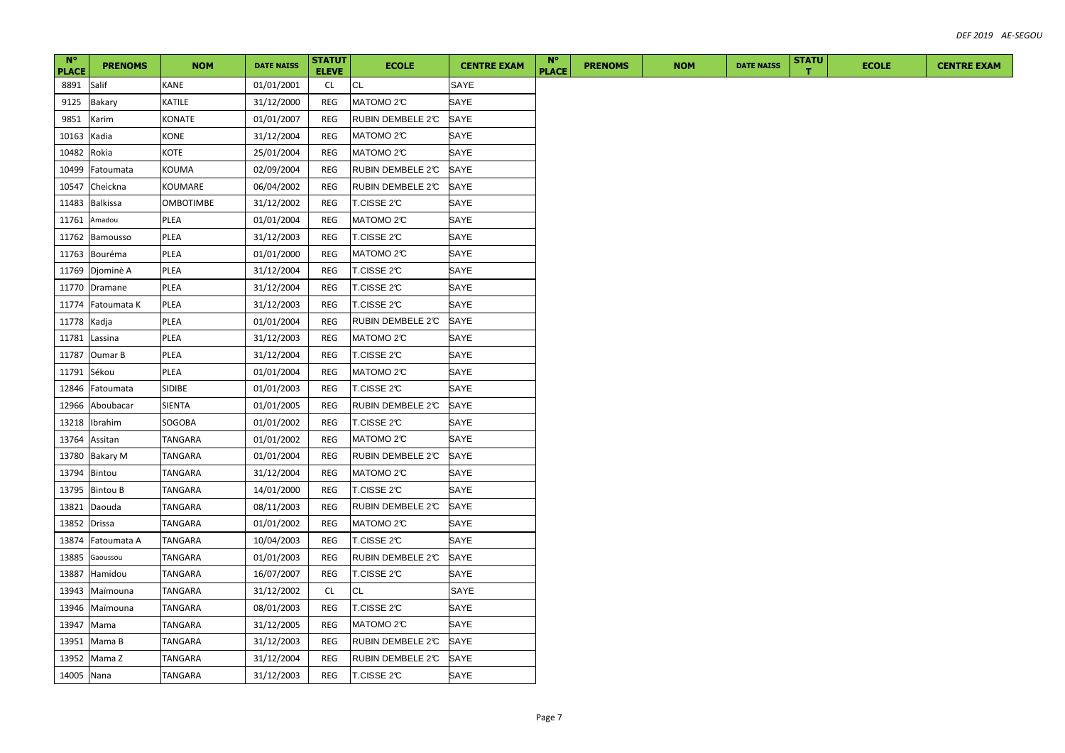| N° PLACE | PRENOMS | NOM | DATE NAISS | STATUT ELEVE | ECOLE | CENTRE EXAM | N° PLACE | PRENOMS | NOM | DATE NAISS | STATUT | ECOLE | CENTRE EXAM |
|---|---|---|---|---|---|---|---|---|---|---|---|---|---|
| 8891 | Salif | KANE | 01/01/2001 | CL | CL | SAYE | | | | | | | |
| 9125 | Bakary | KATILE | 31/12/2000 | REG | MATOMO 2C | SAYE | | | | | | | |
| 9851 | Karim | KONATE | 01/01/2007 | REG | RUBIN DEMBELE 2C | SAYE | | | | | | | |
| 10163 | Kadia | KONE | 31/12/2004 | REG | MATOMO 2C | SAYE | | | | | | | |
| 10482 | Rokia | KOTE | 25/01/2004 | REG | MATOMO 2C | SAYE | | | | | | | |
| 10499 | Fatoumata | KOUMA | 02/09/2004 | REG | RUBIN DEMBELE 2C | SAYE | | | | | | | |
| 10547 | Cheickna | KOUMARE | 06/04/2002 | REG | RUBIN DEMBELE 2C | SAYE | | | | | | | |
| 11483 | Balkissa | OMBOTIMBE | 31/12/2002 | REG | T.CISSE 2C | SAYE | | | | | | | |
| 11761 | Amadou | PLEA | 01/01/2004 | REG | MATOMO 2C | SAYE | | | | | | | |
| 11762 | Bamousso | PLEA | 31/12/2003 | REG | T.CISSE 2C | SAYE | | | | | | | |
| 11763 | Bouréma | PLEA | 01/01/2000 | REG | MATOMO 2C | SAYE | | | | | | | |
| 11769 | Djominè A | PLEA | 31/12/2004 | REG | T.CISSE 2C | SAYE | | | | | | | |
| 11770 | Dramane | PLEA | 31/12/2004 | REG | T.CISSE 2C | SAYE | | | | | | | |
| 11774 | Fatoumata K | PLEA | 31/12/2003 | REG | T.CISSE 2C | SAYE | | | | | | | |
| 11778 | Kadja | PLEA | 01/01/2004 | REG | RUBIN DEMBELE 2C | SAYE | | | | | | | |
| 11781 | Lassina | PLEA | 31/12/2003 | REG | MATOMO 2C | SAYE | | | | | | | |
| 11787 | Oumar B | PLEA | 31/12/2004 | REG | T.CISSE 2C | SAYE | | | | | | | |
| 11791 | Sékou | PLEA | 01/01/2004 | REG | MATOMO 2C | SAYE | | | | | | | |
| 12846 | Fatoumata | SIDIBE | 01/01/2003 | REG | T.CISSE 2C | SAYE | | | | | | | |
| 12966 | Aboubacar | SIENTA | 01/01/2005 | REG | RUBIN DEMBELE 2C | SAYE | | | | | | | |
| 13218 | Ibrahim | SOGOBA | 01/01/2002 | REG | T.CISSE 2C | SAYE | | | | | | | |
| 13764 | Assitan | TANGARA | 01/01/2002 | REG | MATOMO 2C | SAYE | | | | | | | |
| 13780 | Bakary M | TANGARA | 01/01/2004 | REG | RUBIN DEMBELE 2C | SAYE | | | | | | | |
| 13794 | Bintou | TANGARA | 31/12/2004 | REG | MATOMO 2C | SAYE | | | | | | | |
| 13795 | Bintou B | TANGARA | 14/01/2000 | REG | T.CISSE 2C | SAYE | | | | | | | |
| 13821 | Daouda | TANGARA | 08/11/2003 | REG | RUBIN DEMBELE 2C | SAYE | | | | | | | |
| 13852 | Drissa | TANGARA | 01/01/2002 | REG | MATOMO 2C | SAYE | | | | | | | |
| 13874 | Fatoumata A | TANGARA | 10/04/2003 | REG | T.CISSE 2C | SAYE | | | | | | | |
| 13885 | Gaoussou | TANGARA | 01/01/2003 | REG | RUBIN DEMBELE 2C | SAYE | | | | | | | |
| 13887 | Hamidou | TANGARA | 16/07/2007 | REG | T.CISSE 2C | SAYE | | | | | | | |
| 13943 | Maïmouna | TANGARA | 31/12/2002 | CL | CL | SAYE | | | | | | | |
| 13946 | Maïmouna | TANGARA | 08/01/2003 | REG | T.CISSE 2C | SAYE | | | | | | | |
| 13947 | Mama | TANGARA | 31/12/2005 | REG | MATOMO 2C | SAYE | | | | | | | |
| 13951 | Mama B | TANGARA | 31/12/2003 | REG | RUBIN DEMBELE 2C | SAYE | | | | | | | |
| 13952 | Mama Z | TANGARA | 31/12/2004 | REG | RUBIN DEMBELE 2C | SAYE | | | | | | | |
| 14005 | Nana | TANGARA | 31/12/2003 | REG | T.CISSE 2C | SAYE | | | | | | | |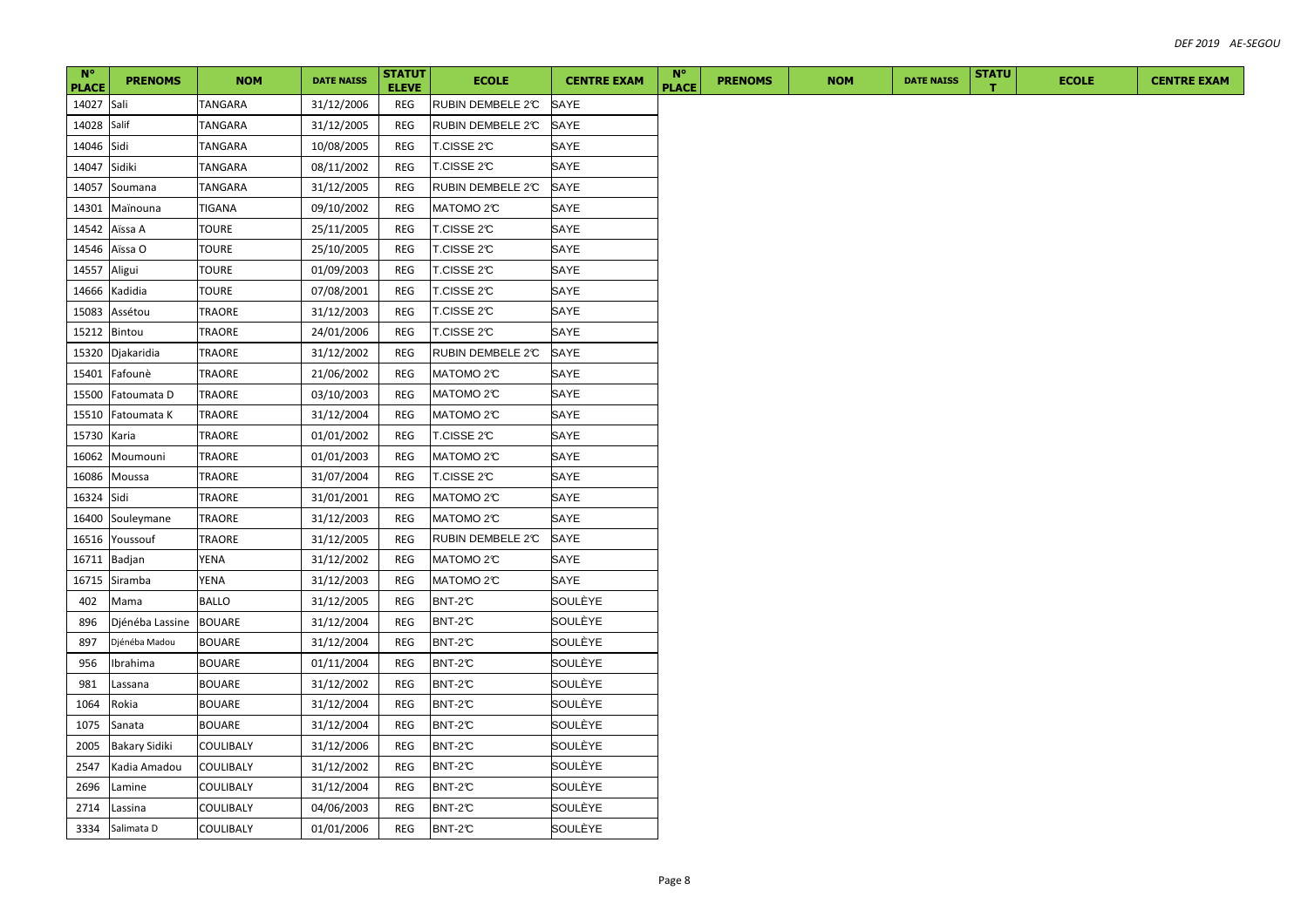| N° PLACE | PRENOMS | NOM | DATE NAISS | STATUT ELEVE | ECOLE | CENTRE EXAM | N° PLACE | PRENOMS | NOM | DATE NAISS | STATUT | ECOLE | CENTRE EXAM |
|---|---|---|---|---|---|---|---|---|---|---|---|---|---|
| 14027 | Sali | TANGARA | 31/12/2006 | REG | RUBIN DEMBELE 2С | SAYE | | | | | | | |
| 14028 | Salif | TANGARA | 31/12/2005 | REG | RUBIN DEMBELE 2С | SAYE | | | | | | | |
| 14046 | Sidi | TANGARA | 10/08/2005 | REG | T.CISSE 2С | SAYE | | | | | | | |
| 14047 | Sidiki | TANGARA | 08/11/2002 | REG | T.CISSE 2С | SAYE | | | | | | | |
| 14057 | Soumana | TANGARA | 31/12/2005 | REG | RUBIN DEMBELE 2С | SAYE | | | | | | | |
| 14301 | Maïnouna | TIGANA | 09/10/2002 | REG | MATOMO 2С | SAYE | | | | | | | |
| 14542 | Aïssa A | TOURE | 25/11/2005 | REG | T.CISSE 2С | SAYE | | | | | | | |
| 14546 | Aïssa O | TOURE | 25/10/2005 | REG | T.CISSE 2С | SAYE | | | | | | | |
| 14557 | Aligui | TOURE | 01/09/2003 | REG | T.CISSE 2С | SAYE | | | | | | | |
| 14666 | Kadidia | TOURE | 07/08/2001 | REG | T.CISSE 2С | SAYE | | | | | | | |
| 15083 | Assétou | TRAORE | 31/12/2003 | REG | T.CISSE 2С | SAYE | | | | | | | |
| 15212 | Bintou | TRAORE | 24/01/2006 | REG | T.CISSE 2С | SAYE | | | | | | | |
| 15320 | Djakaridia | TRAORE | 31/12/2002 | REG | RUBIN DEMBELE 2С | SAYE | | | | | | | |
| 15401 | Fafounè | TRAORE | 21/06/2002 | REG | MATOMO 2С | SAYE | | | | | | | |
| 15500 | Fatoumata D | TRAORE | 03/10/2003 | REG | MATOMO 2С | SAYE | | | | | | | |
| 15510 | Fatoumata K | TRAORE | 31/12/2004 | REG | MATOMO 2С | SAYE | | | | | | | |
| 15730 | Karia | TRAORE | 01/01/2002 | REG | T.CISSE 2С | SAYE | | | | | | | |
| 16062 | Moumouni | TRAORE | 01/01/2003 | REG | MATOMO 2С | SAYE | | | | | | | |
| 16086 | Moussa | TRAORE | 31/07/2004 | REG | T.CISSE 2С | SAYE | | | | | | | |
| 16324 | Sidi | TRAORE | 31/01/2001 | REG | MATOMO 2С | SAYE | | | | | | | |
| 16400 | Souleymane | TRAORE | 31/12/2003 | REG | MATOMO 2С | SAYE | | | | | | | |
| 16516 | Youssouf | TRAORE | 31/12/2005 | REG | RUBIN DEMBELE 2С | SAYE | | | | | | | |
| 16711 | Badjan | YENA | 31/12/2002 | REG | MATOMO 2С | SAYE | | | | | | | |
| 16715 | Siramba | YENA | 31/12/2003 | REG | MATOMO 2С | SAYE | | | | | | | |
| 402 | Mama | BALLO | 31/12/2005 | REG | BNT-2С | SOULÈYE | | | | | | | |
| 896 | Djénéba Lassine | BOUARE | 31/12/2004 | REG | BNT-2С | SOULÈYE | | | | | | | |
| 897 | Djénéba Madou | BOUARE | 31/12/2004 | REG | BNT-2С | SOULÈYE | | | | | | | |
| 956 | Ibrahima | BOUARE | 01/11/2004 | REG | BNT-2С | SOULÈYE | | | | | | | |
| 981 | Lassana | BOUARE | 31/12/2002 | REG | BNT-2С | SOULÈYE | | | | | | | |
| 1064 | Rokia | BOUARE | 31/12/2004 | REG | BNT-2С | SOULÈYE | | | | | | | |
| 1075 | Sanata | BOUARE | 31/12/2004 | REG | BNT-2С | SOULÈYE | | | | | | | |
| 2005 | Bakary Sidiki | COULIBALY | 31/12/2006 | REG | BNT-2С | SOULÈYE | | | | | | | |
| 2547 | Kadia Amadou | COULIBALY | 31/12/2002 | REG | BNT-2С | SOULÈYE | | | | | | | |
| 2696 | Lamine | COULIBALY | 31/12/2004 | REG | BNT-2С | SOULÈYE | | | | | | | |
| 2714 | Lassina | COULIBALY | 04/06/2003 | REG | BNT-2С | SOULÈYE | | | | | | | |
| 3334 | Salimata D | COULIBALY | 01/01/2006 | REG | BNT-2С | SOULÈYE | | | | | | | |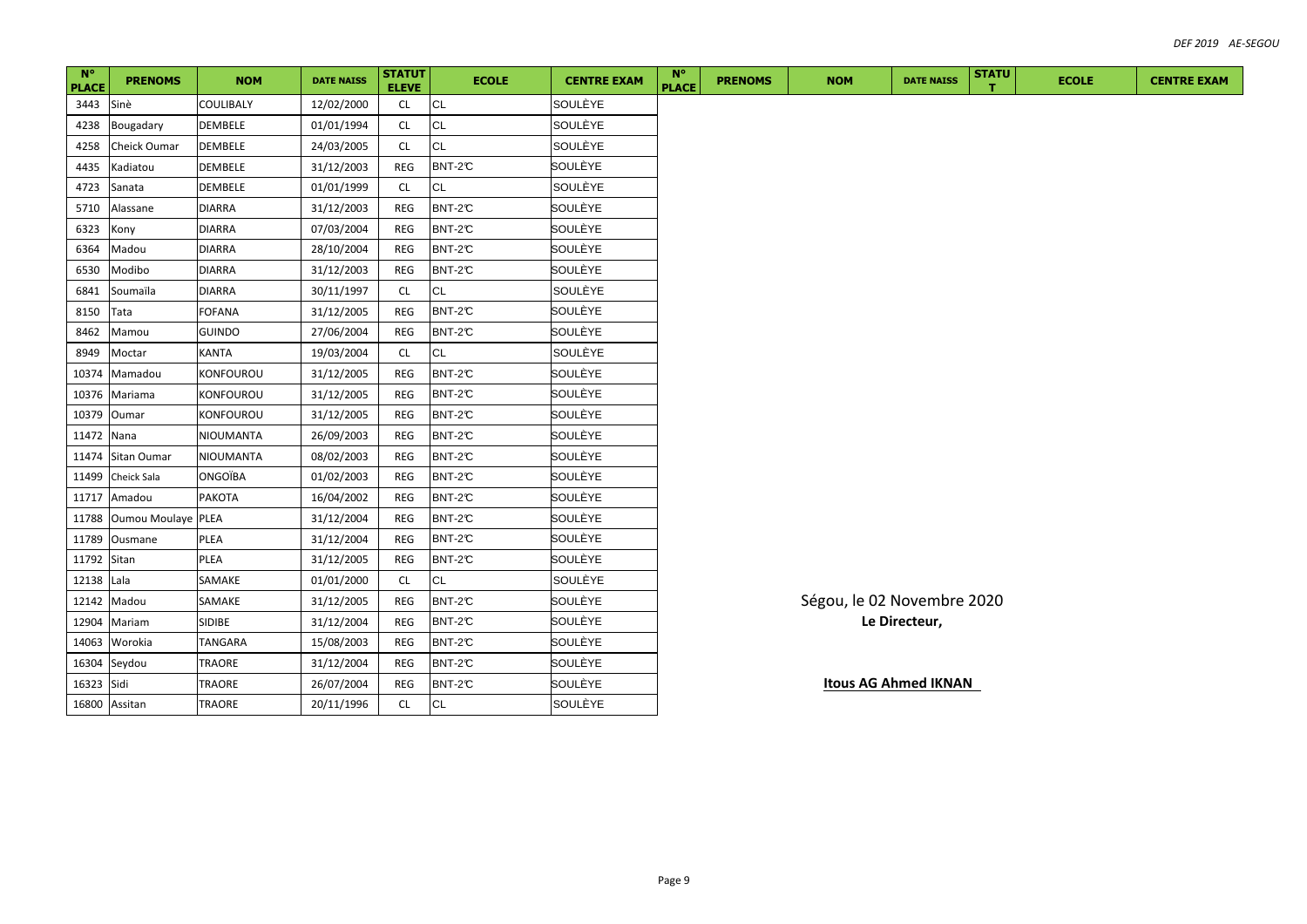| N° PLACE | PRENOMS | NOM | DATE NAISS | STATUT ELEVE | ECOLE | CENTRE EXAM | N° PLACE | PRENOMS | NOM | DATE NAISS | STATUT | ECOLE | CENTRE EXAM |
|---|---|---|---|---|---|---|---|---|---|---|---|---|---|
| 3443 | Sinè | COULIBALY | 12/02/2000 | CL | CL | SOULÈYE | | | | | | | |
| 4238 | Bougadary | DEMBELE | 01/01/1994 | CL | CL | SOULÈYE | | | | | | | |
| 4258 | Cheick Oumar | DEMBELE | 24/03/2005 | CL | CL | SOULÈYE | | | | | | | |
| 4435 | Kadiatou | DEMBELE | 31/12/2003 | REG | BNT-2C | SOULÈYE | | | | | | | |
| 4723 | Sanata | DEMBELE | 01/01/1999 | CL | CL | SOULÈYE | | | | | | | |
| 5710 | Alassane | DIARRA | 31/12/2003 | REG | BNT-2C | SOULÈYE | | | | | | | |
| 6323 | Kony | DIARRA | 07/03/2004 | REG | BNT-2C | SOULÈYE | | | | | | | |
| 6364 | Madou | DIARRA | 28/10/2004 | REG | BNT-2C | SOULÈYE | | | | | | | |
| 6530 | Modibo | DIARRA | 31/12/2003 | REG | BNT-2C | SOULÈYE | | | | | | | |
| 6841 | Soumaïla | DIARRA | 30/11/1997 | CL | CL | SOULÈYE | | | | | | | |
| 8150 | Tata | FOFANA | 31/12/2005 | REG | BNT-2C | SOULÈYE | | | | | | | |
| 8462 | Mamou | GUINDO | 27/06/2004 | REG | BNT-2C | SOULÈYE | | | | | | | |
| 8949 | Moctar | KANTA | 19/03/2004 | CL | CL | SOULÈYE | | | | | | | |
| 10374 | Mamadou | KONFOUROU | 31/12/2005 | REG | BNT-2C | SOULÈYE | | | | | | | |
| 10376 | Mariama | KONFOUROU | 31/12/2005 | REG | BNT-2C | SOULÈYE | | | | | | | |
| 10379 | Oumar | KONFOUROU | 31/12/2005 | REG | BNT-2C | SOULÈYE | | | | | | | |
| 11472 | Nana | NIOUMANTA | 26/09/2003 | REG | BNT-2C | SOULÈYE | | | | | | | |
| 11474 | Sitan Oumar | NIOUMANTA | 08/02/2003 | REG | BNT-2C | SOULÈYE | | | | | | | |
| 11499 | Cheick Sala | ONGOÏBA | 01/02/2003 | REG | BNT-2C | SOULÈYE | | | | | | | |
| 11717 | Amadou | PAKOTA | 16/04/2002 | REG | BNT-2C | SOULÈYE | | | | | | | |
| 11788 | Oumou Moulaye | PLEA | 31/12/2004 | REG | BNT-2C | SOULÈYE | | | | | | | |
| 11789 | Ousmane | PLEA | 31/12/2004 | REG | BNT-2C | SOULÈYE | | | | | | | |
| 11792 | Sitan | PLEA | 31/12/2005 | REG | BNT-2C | SOULÈYE | | | | | | | |
| 12138 | Lala | SAMAKE | 01/01/2000 | CL | CL | SOULÈYE | | | | | | | |
| 12142 | Madou | SAMAKE | 31/12/2005 | REG | BNT-2C | SOULÈYE | | | | | | | |
| 12904 | Mariam | SIDIBE | 31/12/2004 | REG | BNT-2C | SOULÈYE | | | | | | | |
| 14063 | Worokia | TANGARA | 15/08/2003 | REG | BNT-2C | SOULÈYE | | | | | | | |
| 16304 | Seydou | TRAORE | 31/12/2004 | REG | BNT-2C | SOULÈYE | | | | | | | |
| 16323 | Sidi | TRAORE | 26/07/2004 | REG | BNT-2C | SOULÈYE | | | | | | | |
| 16800 | Assitan | TRAORE | 20/11/1996 | CL | CL | SOULÈYE | | | | | | | |

Ségou, le 02 Novembre 2020

**Le Directeur,**

**Itous AG Ahmed IKNAN**